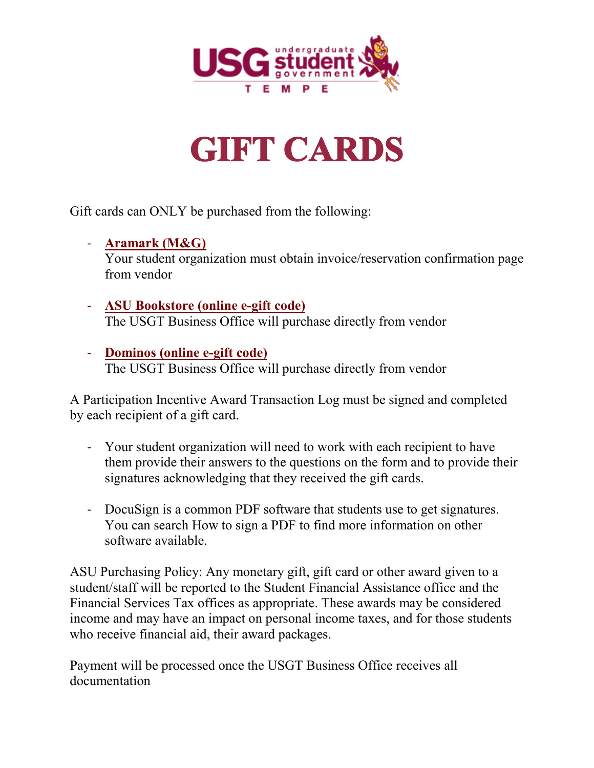# GIFT CARDS

Gift cards can ONLY be purchased from the following:

- **Aramark (M&G)**
  Your student organization must obtain invoice/reservation confirmation page from vendor

- **ASU Bookstore (online e-gift code)**
  The USGT Business Office will purchase directly from vendor

- **Dominos (online e-gift code)**
  The USGT Business Office will purchase directly from vendor

A Participation Incentive Award Transaction Log must be signed and completed by each recipient of a gift card.

- Your student organization will need to work with each recipient to have them provide their answers to the questions on the form and to provide their signatures acknowledging that they received the gift cards.

- DocuSign is a common PDF software that students use to get signatures. You can search How to sign a PDF to find more information on other software available.

ASU Purchasing Policy: Any monetary gift, gift card or other award given to a student/staff will be reported to the Student Financial Assistance office and the Financial Services Tax offices as appropriate. These awards may be considered income and may have an impact on personal income taxes, and for those students who receive financial aid, their award packages.

Payment will be processed once the USGT Business Office receives all documentation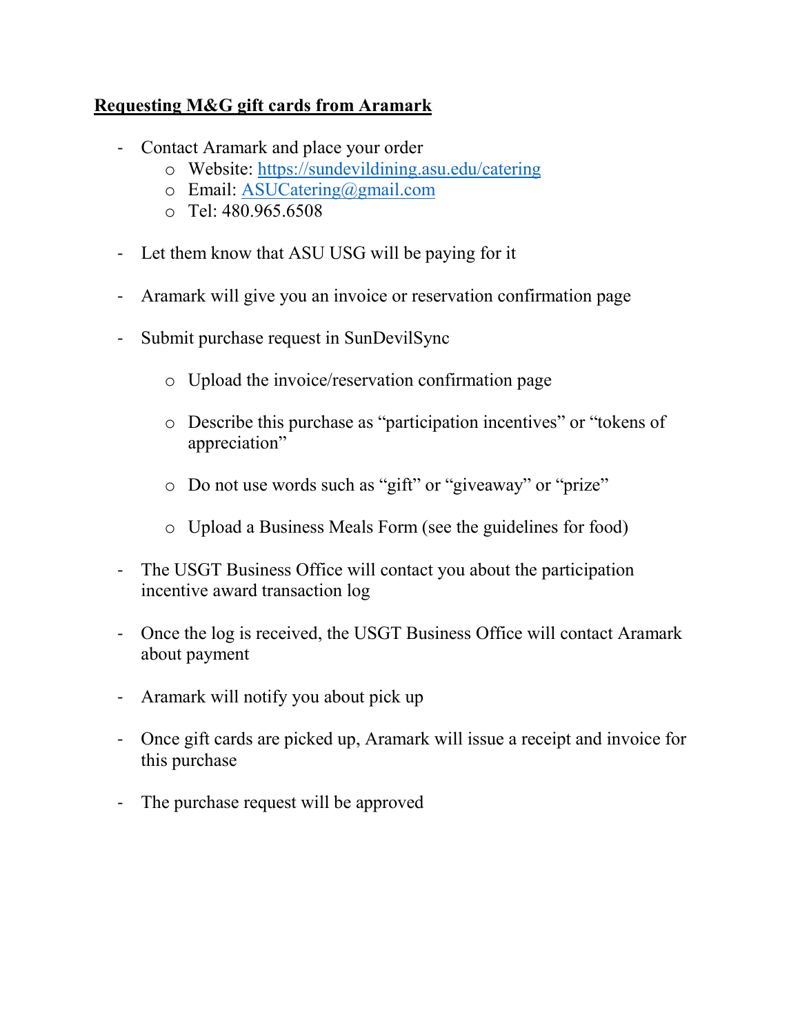**<u>Requesting M&G gift cards from Aramark</u>**

- Contact Aramark and place your order
  - Website: [https://sundevildining.asu.edu/catering](https://sundevildining.asu.edu/catering)
  - Email: [ASUCatering@gmail.com](mailto:ASUCatering@gmail.com)
  - Tel: 480.965.6508

- Let them know that ASU USG will be paying for it

- Aramark will give you an invoice or reservation confirmation page

- Submit purchase request in SunDevilSync

  - Upload the invoice/reservation confirmation page

  - Describe this purchase as "participation incentives" or "tokens of appreciation"

  - Do not use words such as "gift" or "giveaway" or "prize"

  - Upload a Business Meals Form (see the guidelines for food)

- The USGT Business Office will contact you about the participation incentive award transaction log

- Once the log is received, the USGT Business Office will contact Aramark about payment

- Aramark will notify you about pick up

- Once gift cards are picked up, Aramark will issue a receipt and invoice for this purchase

- The purchase request will be approved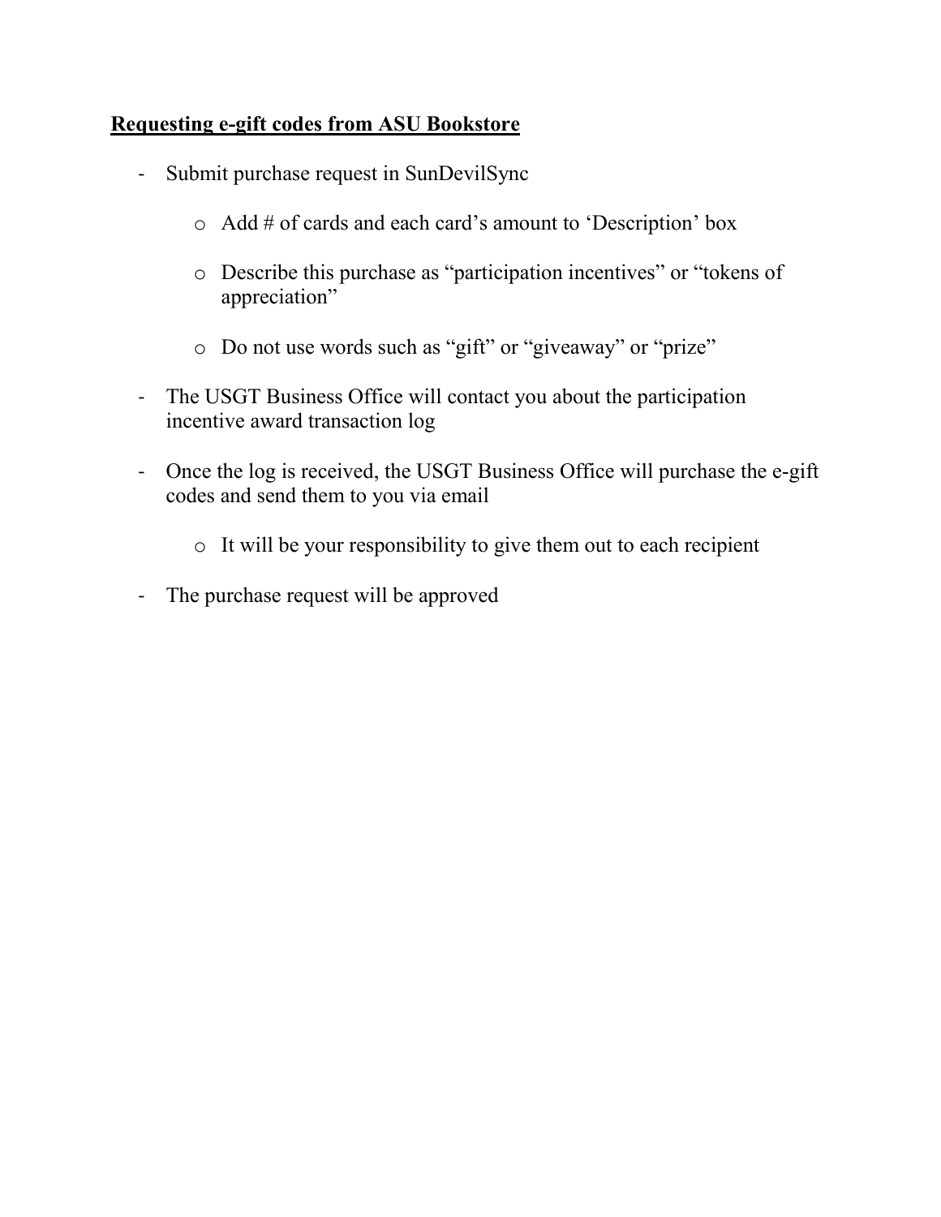**Requesting e-gift codes from ASU Bookstore**

- Submit purchase request in SunDevilSync
  - Add # of cards and each card's amount to 'Description' box
  - Describe this purchase as "participation incentives" or "tokens of appreciation"
  - Do not use words such as "gift" or "giveaway" or "prize"
- The USGT Business Office will contact you about the participation incentive award transaction log
- Once the log is received, the USGT Business Office will purchase the e-gift codes and send them to you via email
  - It will be your responsibility to give them out to each recipient
- The purchase request will be approved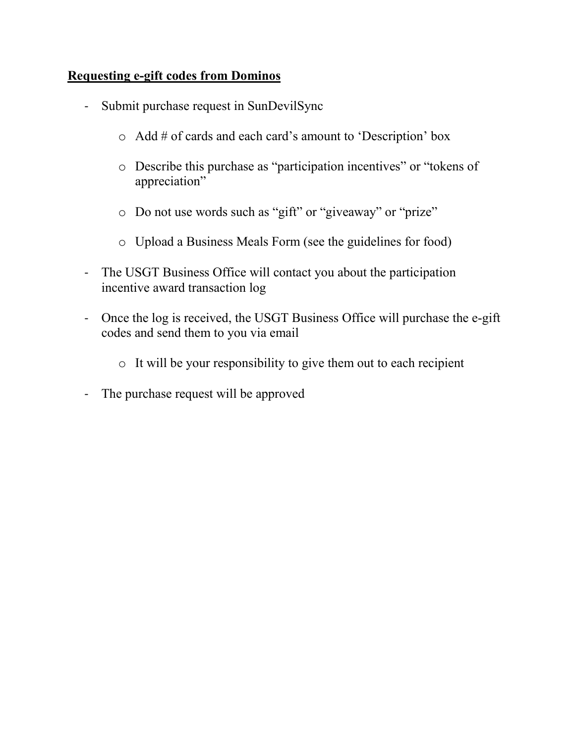**Requesting e-gift codes from Dominos**

- Submit purchase request in SunDevilSync
  - Add # of cards and each card's amount to 'Description' box
  - Describe this purchase as "participation incentives" or "tokens of appreciation"
  - Do not use words such as "gift" or "giveaway" or "prize"
  - Upload a Business Meals Form (see the guidelines for food)
- The USGT Business Office will contact you about the participation incentive award transaction log
- Once the log is received, the USGT Business Office will purchase the e-gift codes and send them to you via email
  - It will be your responsibility to give them out to each recipient
- The purchase request will be approved